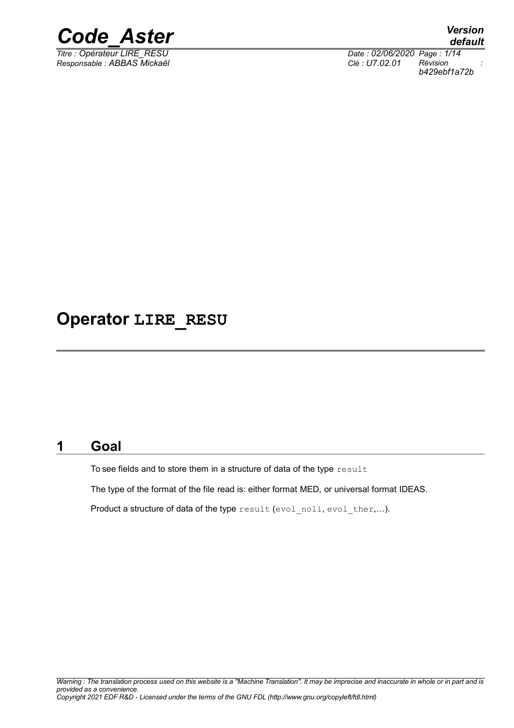# Operator LIRE_RESU

## 1 Goal

To see fields and to store them in a structure of data of the type `result`

The type of the format of the file read is: either format MED, or universal format IDEAS.

Product a structure of data of the type `result` (`evol_noli`, `evol_ther`,...).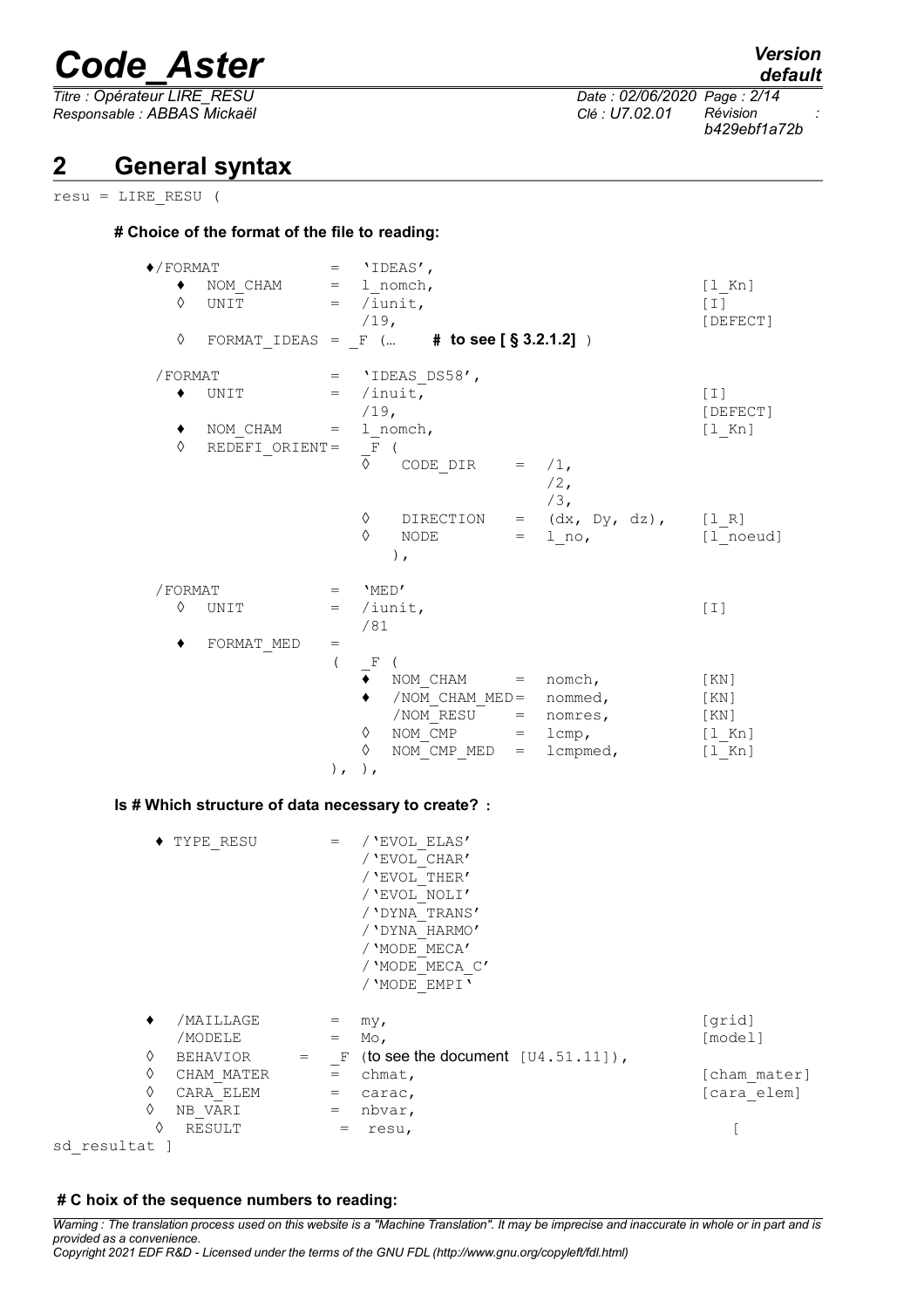## 2 General syntax

```
resu = LIRE_RESU (
```

**# Choice of the format of the file to reading:**

```
♦/FORMAT         =  'IDEAS',
    ♦  NOM_CHAM    =  l_nomch,                              [l_Kn]
    ◊  UNIT        =  /iunit,                               [I]
                      /19,                                  [DEFECT]
    ◊  FORMAT_IDEAS = _F (…    # to see [ § 3.2.1.2] )

 /FORMAT         =  'IDEAS_DS58',
    ♦  UNIT        =  /inuit,                               [I]
                      /19,                                  [DEFECT]
    ♦  NOM_CHAM    =  l_nomch,                              [l_Kn]
    ◊  REDEFI_ORIENT=  _F (
                      ◊   CODE_DIR     =  /1,
                                          /2,
                                          /3,
                      ◊   DIRECTION    =  (dx, Dy, dz),     [l_R]
                      ◊   NODE         =  l_no,             [l_noeud]
                         ),

 /FORMAT         =  'MED'
    ◊  UNIT        =  /iunit,                               [I]
                      /81
    ♦  FORMAT_MED  =
                   (  _F (
                      ♦   NOM_CHAM      =  nomch,           [KN]
                      ♦   /NOM_CHAM_MED=  nommed,           [KN]
                          /NOM_RESU     =  nomres,          [KN]
                      ◊   NOM_CMP       =  lcmp,            [l_Kn]
                      ◊   NOM_CMP_MED   =  lcmpmed,         [l_Kn]
                   ), ),
```

**Is # Which structure of data necessary to create? :**

```
 ♦ TYPE_RESU       =  /'EVOL_ELAS'
                      /'EVOL_CHAR'
                      /'EVOL_THER'
                      /'EVOL_NOLI'
                      /'DYNA_TRANS'
                      /'DYNA_HARMO'
                      /'MODE_MECA'
                      /'MODE_MECA_C'
                      /'MODE_EMPI'

♦   /MAILLAGE      =  my,                                   [grid]
    /MODELE        =  Mo,                                   [model]
◊   BEHAVIOR     =  _F (to see the document [U4.51.11]),
◊   CHAM_MATER     =  chmat,                                [cham_mater]
◊   CARA_ELEM      =  carac,                                [cara_elem]
◊   NB_VARI        =  nbvar,
 ◊   RESULT          =  resu,                                 [
sd_resultat ]
```

**# C hoix of the sequence numbers to reading:**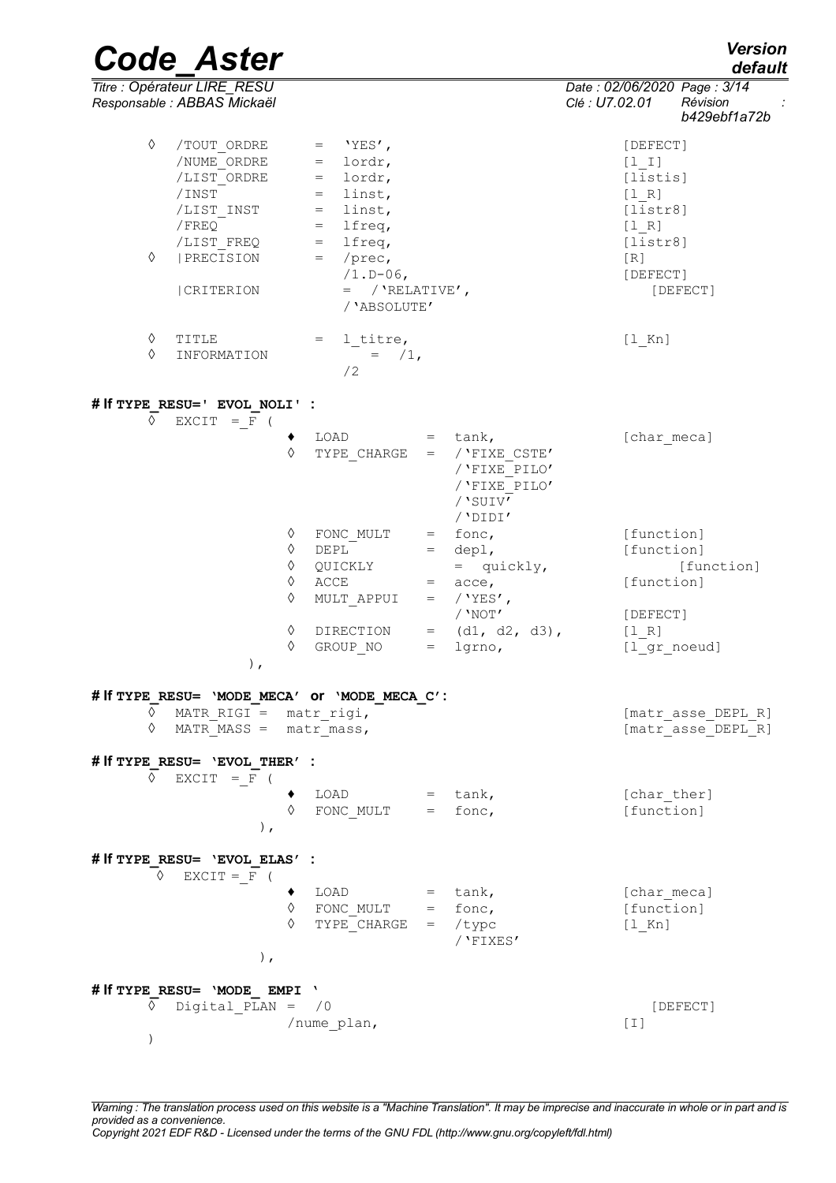```
◊  /TOUT_ORDRE      =  'YES',                                  [DEFECT]
   /NUME_ORDRE      =  lordr,                                  [l_I]
   /LIST_ORDRE      =  lordr,                                  [listis]
   /INST            =  linst,                                  [l_R]
   /LIST_INST       =  linst,                                  [listr8]
   /FREQ            =  lfreq,                                  [l_R]
   /LIST_FREQ       =  lfreq,                                  [listr8]
◊  |PRECISION       =  /prec,                                  [R]
                       /1.D-06,                                [DEFECT]
   |CRITERION          =  /'RELATIVE',                             [DEFECT]
                       /'ABSOLUTE'

◊  TITLE            =  l_titre,                                [l_Kn]
◊  INFORMATION         =  /1,
                       /2
```

**# If TYPE_RESU=' EVOL_NOLI' :**

```
◊  EXCIT  =_F (
              ♦  LOAD          =  tank,                        [char_meca]
              ◊  TYPE_CHARGE   =  /'FIXE_CSTE'
                                  /'FIXE_PILO'
                                  /'FIXE_PILO'
                                  /'SUIV'
                                  /'DIDI'
              ◊  FONC_MULT     =  fonc,                        [function]
              ◊  DEPL          =  depl,                        [function]
              ◊  QUICKLY          =  quickly,                      [function]
              ◊  ACCE          =  acce,                        [function]
              ◊  MULT_APPUI    =  /'YES',
                                  /'NOT'                       [DEFECT]
              ◊  DIRECTION     =  (d1, d2, d3),                [l_R]
              ◊  GROUP_NO      =  lgrno,                       [l_gr_noeud]
          ),
```

**# If TYPE_RESU= 'MODE_MECA' or 'MODE_MECA_C':**

```
◊  MATR_RIGI =  matr_rigi,                                    [matr_asse_DEPL_R]
◊  MATR_MASS =  matr_mass,                                    [matr_asse_DEPL_R]
```

**# If TYPE_RESU= 'EVOL_THER' :**

```
◊  EXCIT  =_F (
              ♦  LOAD          =  tank,                        [char_ther]
              ◊  FONC_MULT     =  fonc,                        [function]
          ),
```

**# If TYPE_RESU= 'EVOL_ELAS' :**

```
◊  EXCIT = F (
              ♦  LOAD          =  tank,                        [char_meca]
              ◊  FONC_MULT     =  fonc,                        [function]
              ◊  TYPE_CHARGE   =  /typc                        [l_Kn]
                                  /'FIXES'
          ),
```

**# If TYPE_RESU= 'MODE_ EMPI '**

```
◊  Digital_PLAN =  /0                                             [DEFECT]
                   /nume_plan,                                [I]
)
```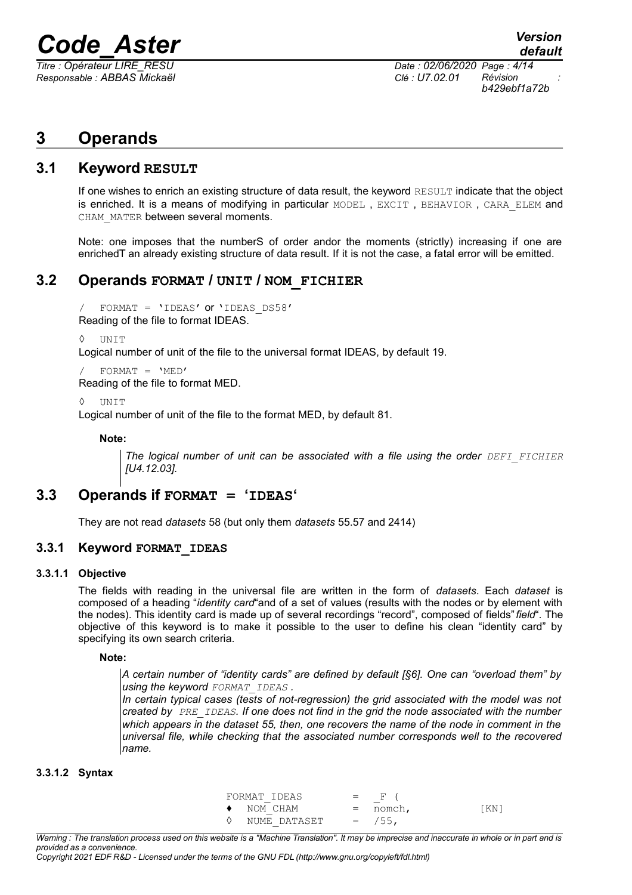# 3 Operands

## 3.1 Keyword **RESULT**

If one wishes to enrich an existing structure of data result, the keyword `RESULT` indicate that the object is enriched. It is a means of modifying in particular `MODEL` , `EXCIT` , `BEHAVIOR` , `CARA_ELEM` and `CHAM_MATER` between several moments.

Note: one imposes that the numberS of order andor the moments (strictly) increasing if one are enrichedT an already existing structure of data result. If it is not the case, a fatal error will be emitted.

## 3.2 Operands **FORMAT / UNIT / NOM_FICHIER**

/ `FORMAT = 'IDEAS'` or `'IDEAS_DS58'`
Reading of the file to format IDEAS.

◊ `UNIT`
Logical number of unit of the file to the universal format IDEAS, by default 19.

/ `FORMAT = 'MED'`
Reading of the file to format MED.

◊ `UNIT`
Logical number of unit of the file to the format MED, by default 81.

**Note:**

*The logical number of unit can be associated with a file using the order `DEFI_FICHIER` [U4.12.03].*

## 3.3 Operands if **FORMAT = 'IDEAS'**

They are not read *datasets* 58 (but only them *datasets* 55.57 and 2414)

### 3.3.1 Keyword **FORMAT_IDEAS**

#### 3.3.1.1 Objective

The fields with reading in the universal file are written in the form of *datasets*. Each *dataset* is composed of a heading "*identity card*"and of a set of values (results with the nodes or by element with the nodes). This identity card is made up of several recordings "record", composed of fields"*field*". The objective of this keyword is to make it possible to the user to define his clean "identity card" by specifying its own search criteria.

**Note:**

*A certain number of "identity cards" are defined by default [§6]. One can "overload them" by using the keyword `FORMAT_IDEAS` .*
*In certain typical cases (tests of not-regression) the grid associated with the model was not created by `PRE_IDEAS`. If one does not find in the grid the node associated with the number which appears in the dataset 55, then, one recovers the name of the node in comment in the universal file, while checking that the associated number corresponds well to the recovered name.*

#### 3.3.1.2 Syntax

```
FORMAT_IDEAS       =  _F (
♦  NOM_CHAM        =  nomch,          [KN]
◊  NUME_DATASET    =  /55,
```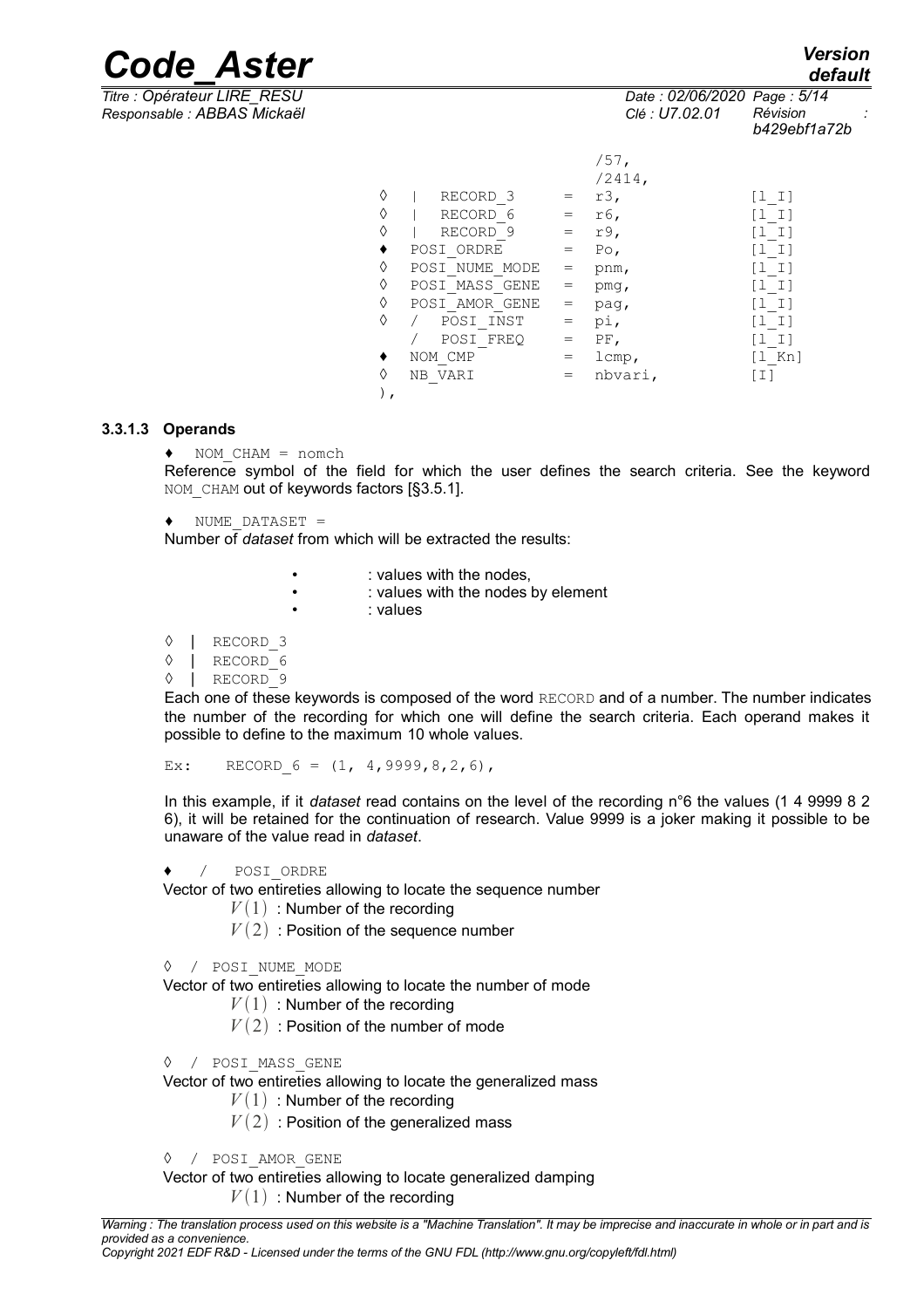```
                                        /57,
                                        /2414,
◊   |  RECORD_3         =   r3,              [l_I]
◊   |  RECORD_6         =   r6,              [l_I]
◊   |  RECORD_9         =   r9,              [l_I]
♦   POSI_ORDRE          =   Po,              [l_I]
◊   POSI_NUME_MODE      =   pnm,             [l_I]
◊   POSI_MASS_GENE      =   pmg,             [l_I]
◊   POSI_AMOR_GENE      =   pag,             [l_I]
◊   /  POSI_INST        =   pi,              [l_I]
    /  POSI_FREQ        =   PF,              [l_I]
♦   NOM_CMP             =   lcmp,            [l_Kn]
◊   NB_VARI             =   nbvari,          [I]
),
```

#### 3.3.1.3 Operands

♦ `NOM_CHAM = nomch`

Reference symbol of the field for which the user defines the search criteria. See the keyword `NOM_CHAM` out of keywords factors [§3.5.1].

♦ `NUME_DATASET =`

Number of *dataset* from which will be extracted the results:

- : values with the nodes,
- : values with the nodes by element
- : values

◊ | `RECORD_3`
◊ | `RECORD_6`
◊ | `RECORD_9`

Each one of these keywords is composed of the word `RECORD` and of a number. The number indicates the number of the recording for which one will define the search criteria. Each operand makes it possible to define to the maximum 10 whole values.

```
Ex:    RECORD_6 = (1, 4,9999,8,2,6),
```

In this example, if it *dataset* read contains on the level of the recording n°6 the values (1 4 9999 8 2 6), it will be retained for the continuation of research. Value 9999 is a joker making it possible to be unaware of the value read in *dataset*.

♦ / `POSI_ORDRE`

Vector of two entireties allowing to locate the sequence number

- $V(1)$ : Number of the recording
- $V(2)$ : Position of the sequence number

◊ / `POSI_NUME_MODE`

Vector of two entireties allowing to locate the number of mode

- $V(1)$ : Number of the recording
- $V(2)$ : Position of the number of mode

◊ / `POSI_MASS_GENE`

Vector of two entireties allowing to locate the generalized mass

- $V(1)$ : Number of the recording
- $V(2)$ : Position of the generalized mass

◊ / `POSI_AMOR_GENE`

Vector of two entireties allowing to locate generalized damping

- $V(1)$ : Number of the recording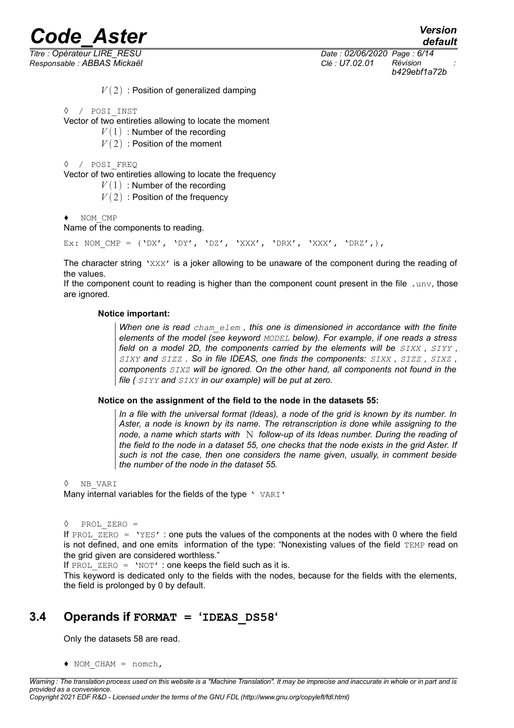$V(2)$ : Position of generalized damping

◊ / POSI_INST

Vector of two entireties allowing to locate the moment

$V(1)$ : Number of the recording

$V(2)$ : Position of the moment

◊ / POSI_FREQ

Vector of two entireties allowing to locate the frequency

$V(1)$ : Number of the recording

$V(2)$ : Position of the frequency

♦ NOM_CMP

Name of the components to reading.

```
Ex: NOM_CMP = ('DX', 'DY', 'DZ', 'XXX', 'DRX', 'XXX', 'DRZ',),
```

The character string 'XXX' is a joker allowing to be unaware of the component during the reading of the values.

If the component count to reading is higher than the component count present in the file .unv, those are ignored.

**Notice important:**

> *When one is read cham_elem , this one is dimensioned in accordance with the finite elements of the model (see keyword MODEL below). For example, if one reads a stress field on a model 2D, the components carried by the elements will be SIXX , SIYY , SIXY and SIZZ . So in file IDEAS, one finds the components: SIXX , SIZZ , SIXZ , components SIXZ will be ignored. On the other hand, all components not found in the file ( SIYY and SIXY in our example) will be put at zero.*

**Notice on the assignment of the field to the node in the datasets 55:**

> *In a file with the universal format (Ideas), a node of the grid is known by its number. In Aster, a node is known by its name. The retranscription is done while assigning to the node, a name which starts with N follow-up of its Ideas number. During the reading of the field to the node in a dataset 55, one checks that the node exists in the grid Aster. If such is not the case, then one considers the name given, usually, in comment beside the number of the node in the dataset 55.*

◊ NB_VARI

Many internal variables for the fields of the type ' VARI'

◊ PROL_ZERO =

If PROL_ZERO = 'YES' : one puts the values of the components at the nodes with 0 where the field is not defined, and one emits information of the type: "Nonexisting values of the field TEMP read on the grid given are considered worthless."

If PROL_ZERO = 'NOT' : one keeps the field such as it is.

This keyword is dedicated only to the fields with the nodes, because for the fields with the elements, the field is prolonged by 0 by default.

## 3.4 Operands if FORMAT = 'IDEAS_DS58'

Only the datasets 58 are read.

♦ NOM_CHAM = nomch,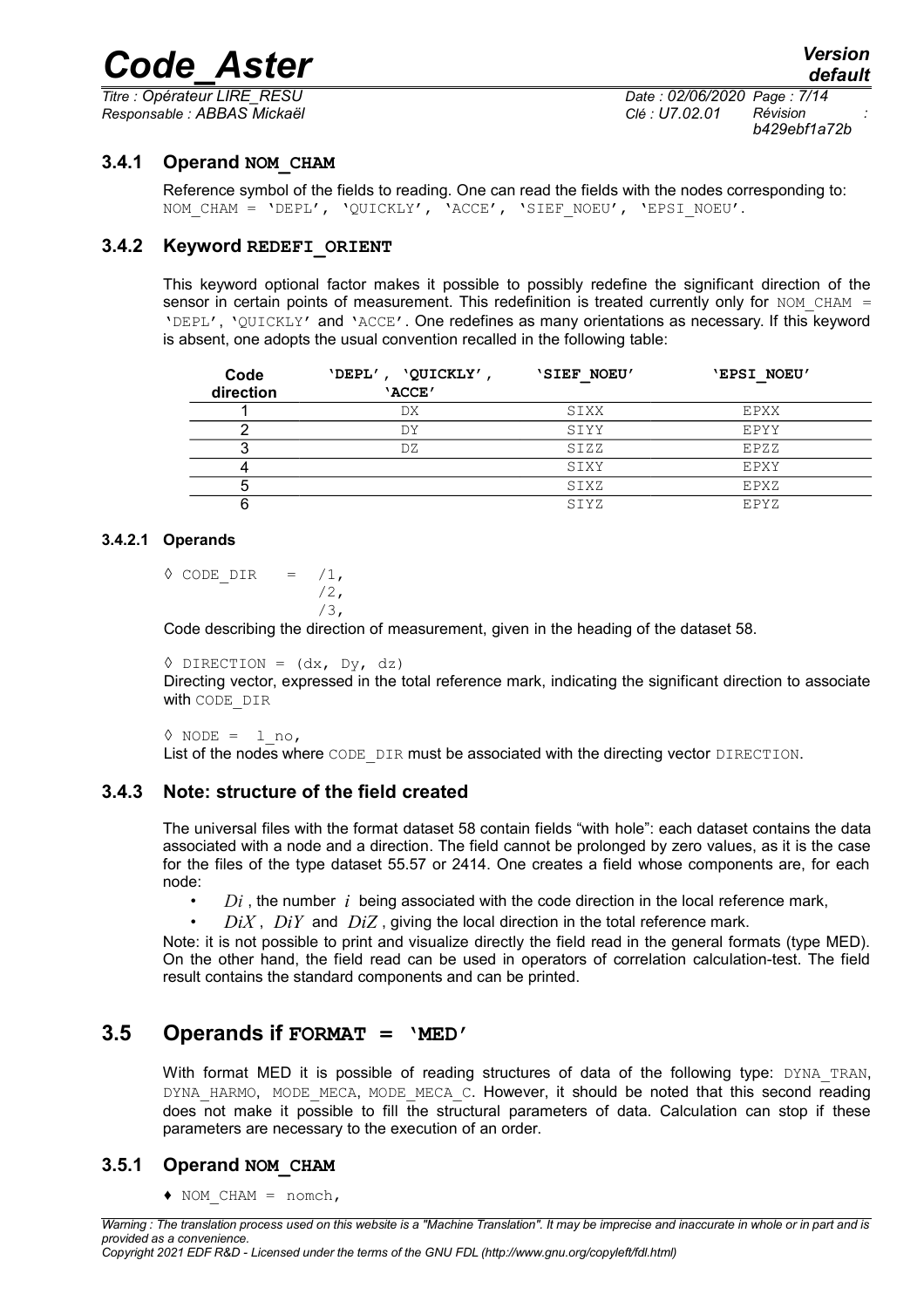### 3.4.1 Operand NOM_CHAM

Reference symbol of the fields to reading. One can read the fields with the nodes corresponding to: NOM_CHAM = 'DEPL', 'QUICKLY', 'ACCE', 'SIEF_NOEU', 'EPSI_NOEU'.

### 3.4.2 Keyword REDEFI_ORIENT

This keyword optional factor makes it possible to possibly redefine the significant direction of the sensor in certain points of measurement. This redefinition is treated currently only for NOM_CHAM = 'DEPL', 'QUICKLY' and 'ACCE'. One redefines as many orientations as necessary. If this keyword is absent, one adopts the usual convention recalled in the following table:

| Code direction | 'DEPL', 'QUICKLY', 'ACCE' | 'SIEF_NOEU' | 'EPSI_NOEU' |
|---|---|---|---|
| 1 | DX | SIXX | EPXX |
| 2 | DY | SIYY | EPYY |
| 3 | DZ | SIZZ | EPZZ |
| 4 | | SIXY | EPXY |
| 5 | | SIXZ | EPXZ |
| 6 | | SIYZ | EPYZ |

#### 3.4.2.1 Operands

```
◊ CODE_DIR    =  /1,
                 /2,
                 /3,
```

Code describing the direction of measurement, given in the heading of the dataset 58.

```
◊ DIRECTION = (dx, Dy, dz)
```

Directing vector, expressed in the total reference mark, indicating the significant direction to associate with CODE_DIR

```
◊ NODE =  l_no,
```

List of the nodes where CODE_DIR must be associated with the directing vector DIRECTION.

### 3.4.3 Note: structure of the field created

The universal files with the format dataset 58 contain fields "with hole": each dataset contains the data associated with a node and a direction. The field cannot be prolonged by zero values, as it is the case for the files of the type dataset 55.57 or 2414. One creates a field whose components are, for each node:

- $Di$ , the number $i$ being associated with the code direction in the local reference mark,
- $DiX$ , $DiY$ and $DiZ$ , giving the local direction in the total reference mark.

Note: it is not possible to print and visualize directly the field read in the general formats (type MED). On the other hand, the field read can be used in operators of correlation calculation-test. The field result contains the standard components and can be printed.

## 3.5 Operands if FORMAT = 'MED'

With format MED it is possible of reading structures of data of the following type: DYNA_TRAN, DYNA_HARMO, MODE_MECA, MODE_MECA_C. However, it should be noted that this second reading does not make it possible to fill the structural parameters of data. Calculation can stop if these parameters are necessary to the execution of an order.

### 3.5.1 Operand NOM_CHAM

```
♦ NOM_CHAM = nomch,
```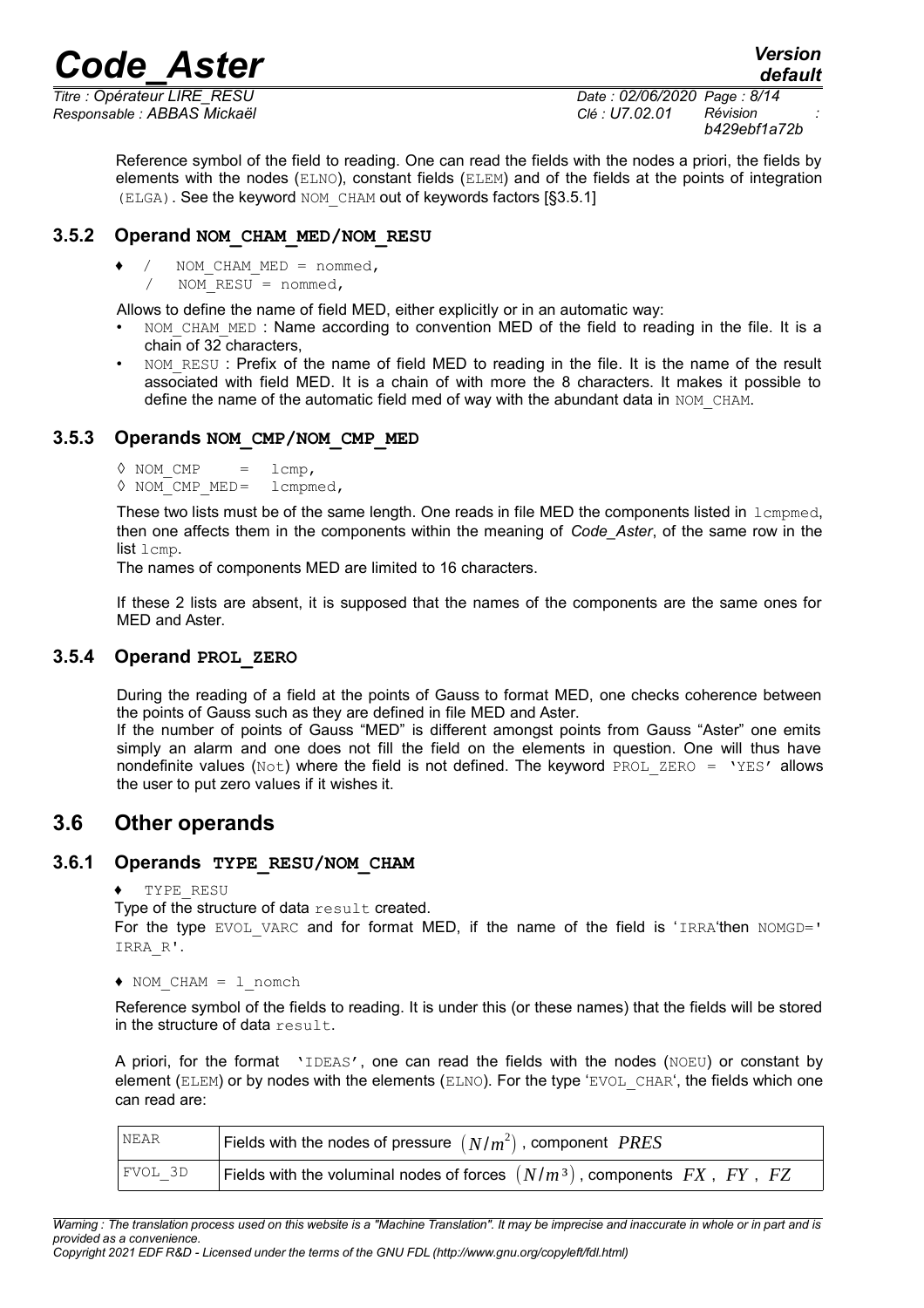Reference symbol of the field to reading. One can read the fields with the nodes a priori, the fields by elements with the nodes (ELNO), constant fields (ELEM) and of the fields at the points of integration (ELGA). See the keyword NOM_CHAM out of keywords factors [§3.5.1]

### 3.5.2 Operand NOM_CHAM_MED/NOM_RESU

♦ / NOM_CHAM_MED = nommed,
/ NOM_RESU = nommed,

Allows to define the name of field MED, either explicitly or in an automatic way:

- NOM_CHAM_MED : Name according to convention MED of the field to reading in the file. It is a chain of 32 characters,
- NOM_RESU : Prefix of the name of field MED to reading in the file. It is the name of the result associated with field MED. It is a chain of with more the 8 characters. It makes it possible to define the name of the automatic field med of way with the abundant data in NOM_CHAM.

### 3.5.3 Operands NOM_CMP/NOM_CMP_MED

◊ NOM_CMP = lcmp,
◊ NOM_CMP_MED= lcmpmed,

These two lists must be of the same length. One reads in file MED the components listed in lcmpmed, then one affects them in the components within the meaning of *Code_Aster*, of the same row in the list lcmp.

The names of components MED are limited to 16 characters.

If these 2 lists are absent, it is supposed that the names of the components are the same ones for MED and Aster.

### 3.5.4 Operand PROL_ZERO

During the reading of a field at the points of Gauss to format MED, one checks coherence between the points of Gauss such as they are defined in file MED and Aster.

If the number of points of Gauss "MED" is different amongst points from Gauss "Aster" one emits simply an alarm and one does not fill the field on the elements in question. One will thus have nondefinite values (Not) where the field is not defined. The keyword PROL_ZERO = 'YES' allows the user to put zero values if it wishes it.

## 3.6 Other operands

### 3.6.1 Operands TYPE_RESU/NOM_CHAM

♦ TYPE_RESU

Type of the structure of data result created.

For the type EVOL_VARC and for format MED, if the name of the field is 'IRRA'then NOMGD=' IRRA_R'.

♦ NOM_CHAM = l_nomch

Reference symbol of the fields to reading. It is under this (or these names) that the fields will be stored in the structure of data result.

A priori, for the format 'IDEAS', one can read the fields with the nodes (NOEU) or constant by element (ELEM) or by nodes with the elements (ELNO). For the type 'EVOL_CHAR', the fields which one can read are:

| NEAR | Fields with the nodes of pressure $(N/m^2)$, component $PRES$ |
|---|---|
| FVOL_3D | Fields with the voluminal nodes of forces $(N/m^3)$, components $FX$, $FY$, $FZ$ |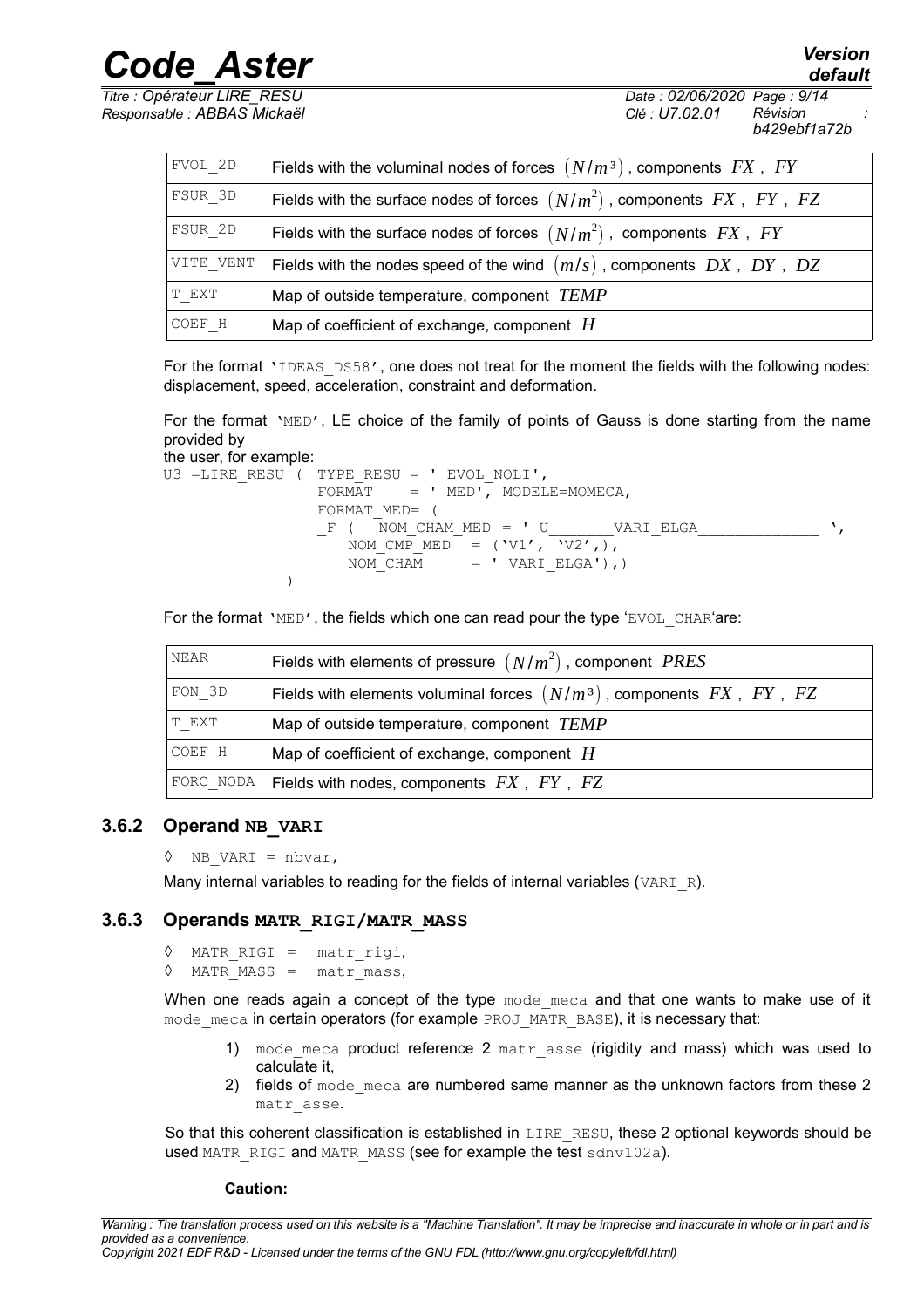| | |
|---|---|
| FVOL_2D | Fields with the voluminal nodes of forces $(N/m^3)$, components $FX$, $FY$ |
| FSUR_3D | Fields with the surface nodes of forces $(N/m^2)$, components $FX$, $FY$, $FZ$ |
| FSUR_2D | Fields with the surface nodes of forces $(N/m^2)$, components $FX$, $FY$ |
| VITE_VENT | Fields with the nodes speed of the wind $(m/s)$, components $DX$, $DY$, $DZ$ |
| T_EXT | Map of outside temperature, component $TEMP$ |
| COEF_H | Map of coefficient of exchange, component $H$ |

For the format 'IDEAS_DS58', one does not treat for the moment the fields with the following nodes: displacement, speed, acceleration, constraint and deformation.

For the format 'MED', LE choice of the family of points of Gauss is done starting from the name provided by the user, for example:

```
U3 =LIRE_RESU ( TYPE_RESU = ' EVOL_NOLI',
                FORMAT    = ' MED', MODELE=MOMECA,
                FORMAT_MED= (
                _F (  NOM_CHAM_MED = ' U_______VARI_ELGA_____________ ',
                      NOM_CMP_MED  = ('V1', 'V2',),
                      NOM_CHAM     = ' VARI_ELGA'),)
              )
```

For the format 'MED', the fields which one can read pour the type 'EVOL_CHAR'are:

| | |
|---|---|
| NEAR | Fields with elements of pressure $(N/m^2)$, component $PRES$ |
| FON_3D | Fields with elements voluminal forces $(N/m^3)$, components $FX$, $FY$, $FZ$ |
| T_EXT | Map of outside temperature, component $TEMP$ |
| COEF_H | Map of coefficient of exchange, component $H$ |
| FORC_NODA | Fields with nodes, components $FX$, $FY$, $FZ$ |

### 3.6.2 Operand NB_VARI

◊ NB_VARI = nbvar,

Many internal variables to reading for the fields of internal variables (VARI_R).

### 3.6.3 Operands MATR_RIGI/MATR_MASS

◊ MATR_RIGI = matr_rigi,
◊ MATR_MASS = matr_mass,

When one reads again a concept of the type mode_meca and that one wants to make use of it mode_meca in certain operators (for example PROJ_MATR_BASE), it is necessary that:

1) mode_meca product reference 2 matr_asse (rigidity and mass) which was used to calculate it,
2) fields of mode_meca are numbered same manner as the unknown factors from these 2 matr_asse.

So that this coherent classification is established in LIRE_RESU, these 2 optional keywords should be used MATR_RIGI and MATR_MASS (see for example the test sdnv102a).

**Caution:**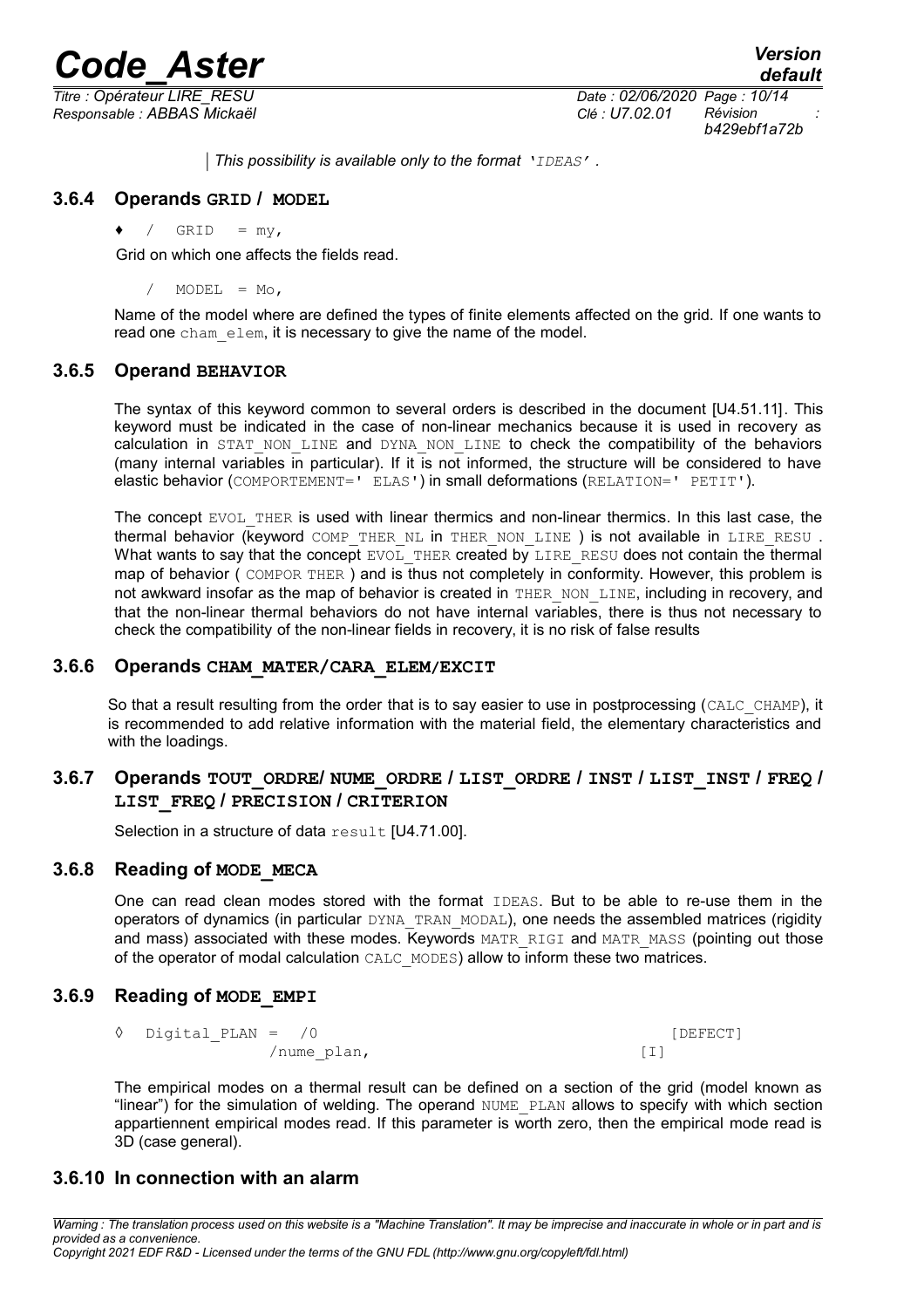| *This possibility is available only to the format* '*IDEAS*' *.*

### 3.6.4 Operands GRID / MODEL

♦ / GRID = my,

Grid on which one affects the fields read.

/ MODEL = Mo,

Name of the model where are defined the types of finite elements affected on the grid. If one wants to read one cham_elem, it is necessary to give the name of the model.

### 3.6.5 Operand BEHAVIOR

The syntax of this keyword common to several orders is described in the document [U4.51.11]. This keyword must be indicated in the case of non-linear mechanics because it is used in recovery as calculation in STAT_NON_LINE and DYNA_NON_LINE to check the compatibility of the behaviors (many internal variables in particular). If it is not informed, the structure will be considered to have elastic behavior (COMPORTEMENT=' ELAS') in small deformations (RELATION=' PETIT').

The concept EVOL_THER is used with linear thermics and non-linear thermics. In this last case, the thermal behavior (keyword COMP_THER_NL in THER_NON_LINE ) is not available in LIRE_RESU . What wants to say that the concept EVOL_THER created by LIRE_RESU does not contain the thermal map of behavior ( COMPOR THER ) and is thus not completely in conformity. However, this problem is not awkward insofar as the map of behavior is created in THER_NON_LINE, including in recovery, and that the non-linear thermal behaviors do not have internal variables, there is thus not necessary to check the compatibility of the non-linear fields in recovery, it is no risk of false results

### 3.6.6 Operands CHAM_MATER/CARA_ELEM/EXCIT

So that a result resulting from the order that is to say easier to use in postprocessing (CALC_CHAMP), it is recommended to add relative information with the material field, the elementary characteristics and with the loadings.

### 3.6.7 Operands TOUT_ORDRE/ NUME_ORDRE / LIST_ORDRE / INST / LIST_INST / FREQ / LIST_FREQ / PRECISION / CRITERION

Selection in a structure of data result [U4.71.00].

### 3.6.8 Reading of MODE_MECA

One can read clean modes stored with the format IDEAS. But to be able to re-use them in the operators of dynamics (in particular DYNA_TRAN_MODAL), one needs the assembled matrices (rigidity and mass) associated with these modes. Keywords MATR_RIGI and MATR_MASS (pointing out those of the operator of modal calculation CALC_MODES) allow to inform these two matrices.

### 3.6.9 Reading of MODE_EMPI

```
◊  Digital_PLAN =  /0                                      [DEFECT]
                   /nume_plan,                             [I]
```

The empirical modes on a thermal result can be defined on a section of the grid (model known as "linear") for the simulation of welding. The operand NUME_PLAN allows to specify with which section appartiennent empirical modes read. If this parameter is worth zero, then the empirical mode read is 3D (case general).

### 3.6.10 In connection with an alarm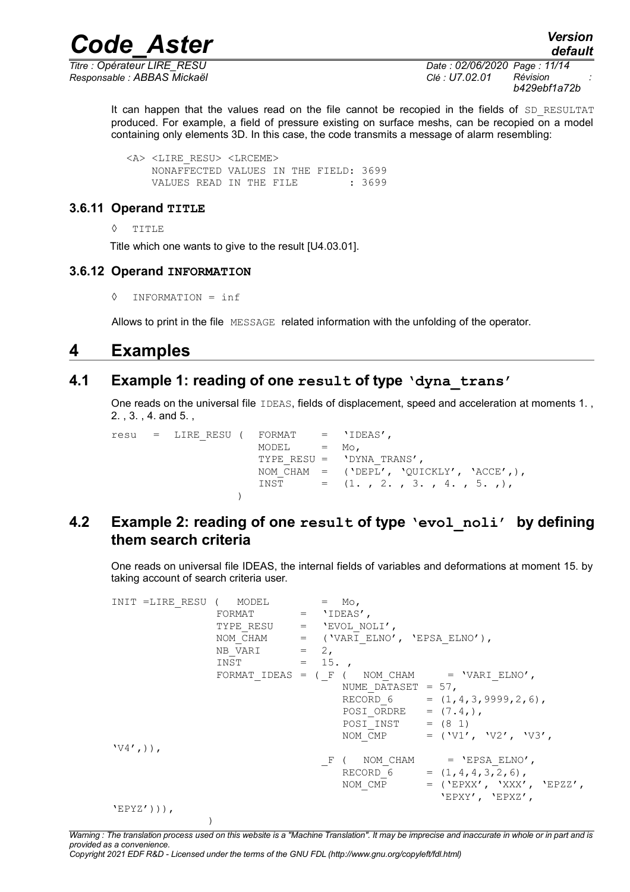It can happen that the values read on the file cannot be recopied in the fields of SD_RESULTAT produced. For example, a field of pressure existing on surface meshs, can be recopied on a model containing only elements 3D. In this case, the code transmits a message of alarm resembling:

```
<A> <LIRE_RESU> <LRCEME>
    NONAFFECTED VALUES IN THE FIELD: 3699
    VALUES READ IN THE FILE        : 3699
```

### 3.6.11 Operand TITLE

◊ TITLE

Title which one wants to give to the result [U4.03.01].

### 3.6.12 Operand INFORMATION

◊ INFORMATION = inf

Allows to print in the file MESSAGE related information with the unfolding of the operator.

# 4 Examples

## 4.1 Example 1: reading of one result of type 'dyna_trans'

One reads on the universal file IDEAS, fields of displacement, speed and acceleration at moments 1. , 2. , 3. , 4. and 5. ,

```
resu   =   LIRE_RESU (   FORMAT    =   'IDEAS',
                         MODEL     =   Mo,
                         TYPE_RESU =   'DYNA_TRANS',
                         NOM_CHAM  =   ('DEPL', 'QUICKLY', 'ACCE',),
                         INST      =   (1. , 2. , 3. , 4. , 5. ,),
                     )
```

## 4.2 Example 2: reading of one result of type 'evol_noli' by defining them search criteria

One reads on universal file IDEAS, the internal fields of variables and deformations at moment 15. by taking account of search criteria user.

```
INIT =LIRE_RESU (   MODEL         =  Mo,
                 FORMAT       =   'IDEAS',
                 TYPE_RESU    =   'EVOL_NOLI',
                 NOM_CHAM     =   ('VARI_ELNO', 'EPSA_ELNO'),
                 NB_VARI      =   2,
                 INST         =   15. ,
                 FORMAT_IDEAS = ( _F (   NOM_CHAM      = 'VARI_ELNO',
                                         NUME_DATASET = 57,
                                         RECORD_6      = (1,4,3,9999,2,6),
                                         POSI_ORDRE    = (7.4,),
                                         POSI_INST     = (8 1)
                                         NOM_CMP       = ('V1', 'V2', 'V3',
'V4',)),
                                  _F (   NOM_CHAM      = 'EPSA_ELNO',
                                         RECORD_6      = (1,4,4,3,2,6),
                                         NOM_CMP       = ('EPXX', 'XXX', 'EPZZ',
                                                          'EPXY', 'EPXZ',
'EPYZ'))),
              )
```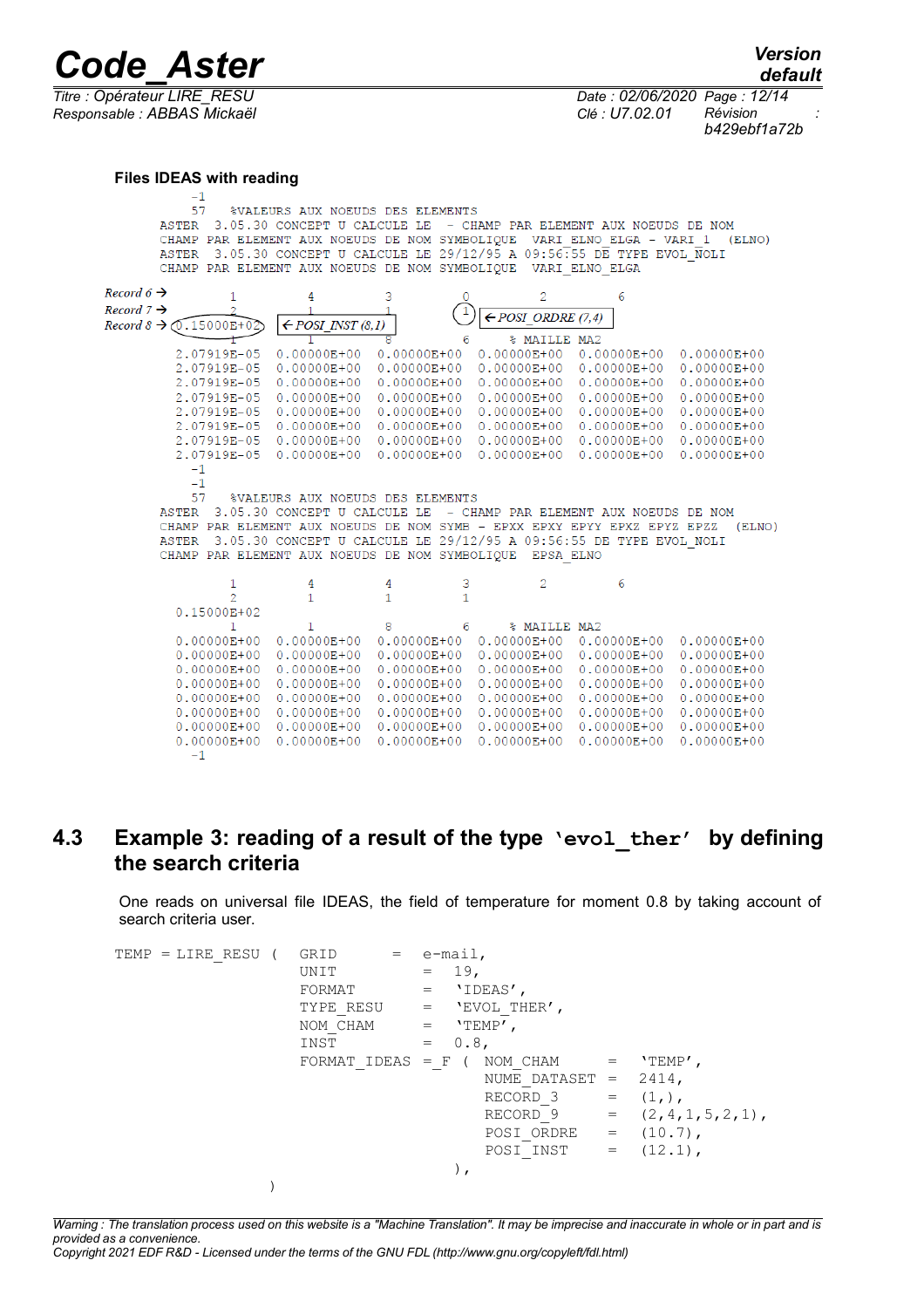**Files IDEAS with reading**

```
    -1
    57   %VALEURS AUX NOEUDS DES ELEMENTS
ASTER  3.05.30 CONCEPT U CALCULE LE  - CHAMP PAR ELEMENT AUX NOEUDS DE NOM
CHAMP PAR ELEMENT AUX NOEUDS DE NOM SYMBOLIQUE  VARI_ELNO_ELGA - VARI_1  (ELNO)
ASTER  3.05.30 CONCEPT U CALCULE LE 29/12/95 A 09:56:55 DE TYPE EVOL_NOLI
CHAMP PAR ELEMENT AUX NOEUDS DE NOM SYMBOLIQUE  VARI_ELNO_ELGA
Record 6 →       1          4          3          0          2          6
Record 7 →       2          1          1          1   ← POSI_ORDRE (7,4)
Record 8 →  0.15000E+02  ← POSI_INST (8,1)
                 1          1          8          6      % MAILLE MA2
  2.07919E-05  0.00000E+00  0.00000E+00  0.00000E+00  0.00000E+00  0.00000E+00
  2.07919E-05  0.00000E+00  0.00000E+00  0.00000E+00  0.00000E+00  0.00000E+00
  2.07919E-05  0.00000E+00  0.00000E+00  0.00000E+00  0.00000E+00  0.00000E+00
  2.07919E-05  0.00000E+00  0.00000E+00  0.00000E+00  0.00000E+00  0.00000E+00
  2.07919E-05  0.00000E+00  0.00000E+00  0.00000E+00  0.00000E+00  0.00000E+00
  2.07919E-05  0.00000E+00  0.00000E+00  0.00000E+00  0.00000E+00  0.00000E+00
  2.07919E-05  0.00000E+00  0.00000E+00  0.00000E+00  0.00000E+00  0.00000E+00
  2.07919E-05  0.00000E+00  0.00000E+00  0.00000E+00  0.00000E+00  0.00000E+00
    -1
    -1
    57   %VALEURS AUX NOEUDS DES ELEMENTS
ASTER  3.05.30 CONCEPT U CALCULE LE  - CHAMP PAR ELEMENT AUX NOEUDS DE NOM
CHAMP PAR ELEMENT AUX NOEUDS DE NOM SYMB - EPXX EPXY EPYY EPXZ EPYZ EPZZ  (ELNO)
ASTER  3.05.30 CONCEPT U CALCULE LE 29/12/95 A 09:56:55 DE TYPE EVOL_NOLI
CHAMP PAR ELEMENT AUX NOEUDS DE NOM SYMBOLIQUE  EPSA_ELNO

         1          4          4          3          2          6
         2          1          1          1
  0.15000E+02
         1          1          8          6      % MAILLE MA2
  0.00000E+00  0.00000E+00  0.00000E+00  0.00000E+00  0.00000E+00  0.00000E+00
  0.00000E+00  0.00000E+00  0.00000E+00  0.00000E+00  0.00000E+00  0.00000E+00
  0.00000E+00  0.00000E+00  0.00000E+00  0.00000E+00  0.00000E+00  0.00000E+00
  0.00000E+00  0.00000E+00  0.00000E+00  0.00000E+00  0.00000E+00  0.00000E+00
  0.00000E+00  0.00000E+00  0.00000E+00  0.00000E+00  0.00000E+00  0.00000E+00
  0.00000E+00  0.00000E+00  0.00000E+00  0.00000E+00  0.00000E+00  0.00000E+00
  0.00000E+00  0.00000E+00  0.00000E+00  0.00000E+00  0.00000E+00  0.00000E+00
  0.00000E+00  0.00000E+00  0.00000E+00  0.00000E+00  0.00000E+00  0.00000E+00
    -1
```

## 4.3 Example 3: reading of a result of the type `'evol_ther'` by defining the search criteria

One reads on universal file IDEAS, the field of temperature for moment 0.8 by taking account of search criteria user.

```
TEMP = LIRE_RESU (  GRID          =  e-mail,
                    UNIT          =  19,
                    FORMAT        =  'IDEAS',
                    TYPE_RESU     =  'EVOL_THER',
                    NOM_CHAM      =  'TEMP',
                    INST          =  0.8,
                    FORMAT_IDEAS  =_F (  NOM_CHAM      =  'TEMP',
                                         NUME_DATASET  =  2414,
                                         RECORD_3      =  (1,),
                                         RECORD_9      =  (2,4,1,5,2,1),
                                         POSI_ORDRE    =  (10.7),
                                         POSI_INST     =  (12.1),
                                      ),
                 )
```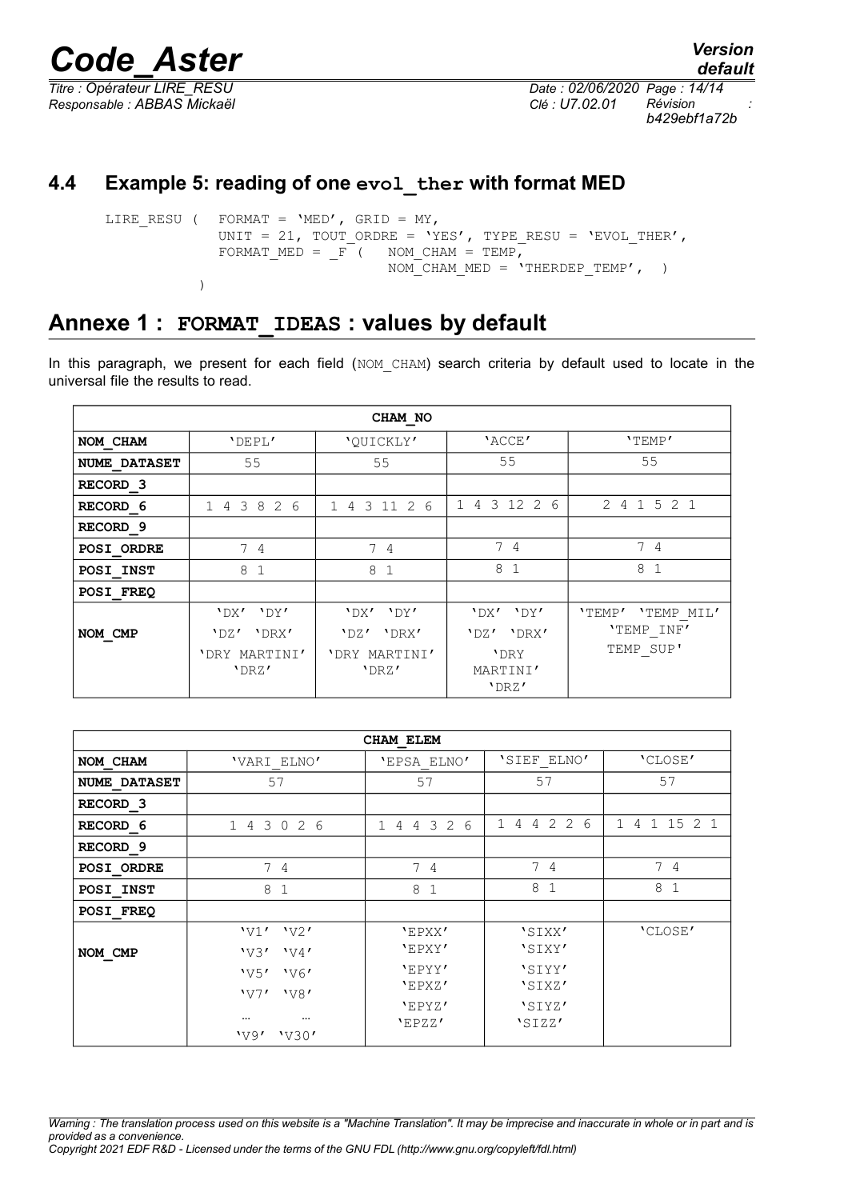## 4.4 Example 5: reading of one **evol_ther** with format MED

```
LIRE_RESU (   FORMAT = 'MED', GRID = MY,
              UNIT = 21, TOUT_ORDRE = 'YES', TYPE_RESU = 'EVOL_THER',
              FORMAT_MED = _F (   NOM_CHAM = TEMP,
                                  NOM_CHAM_MED = 'THERDEP_TEMP',  )
          )
```

# Annexe 1 : FORMAT_IDEAS : values by default

In this paragraph, we present for each field (NOM_CHAM) search criteria by default used to locate in the universal file the results to read.

| CHAM_NO | | | | |
|---|---|---|---|---|
| **NOM_CHAM** | 'DEPL' | 'QUICKLY' | 'ACCE' | 'TEMP' |
| **NUME_DATASET** | 55 | 55 | 55 | 55 |
| **RECORD_3** | | | | |
| **RECORD_6** | 1 4 3 8 2 6 | 1 4 3 11 2 6 | 1 4 3 12 2 6 | 2 4 1 5 2 1 |
| **RECORD_9** | | | | |
| **POSI_ORDRE** | 7 4 | 7 4 | 7 4 | 7 4 |
| **POSI_INST** | 8 1 | 8 1 | 8 1 | 8 1 |
| **POSI_FREQ** | | | | |
| **NOM_CMP** | 'DX' 'DY' 'DZ' 'DRX' 'DRY MARTINI' 'DRZ' | 'DX' 'DY' 'DZ' 'DRX' 'DRY MARTINI' 'DRZ' | 'DX' 'DY' 'DZ' 'DRX' 'DRY MARTINI' 'DRZ' | 'TEMP' 'TEMP_MIL' 'TEMP_INF' TEMP_SUP' |

| CHAM_ELEM | | | | |
|---|---|---|---|---|
| **NOM_CHAM** | 'VARI_ELNO' | 'EPSA_ELNO' | 'SIEF_ELNO' | 'CLOSE' |
| **NUME_DATASET** | 57 | 57 | 57 | 57 |
| **RECORD_3** | | | | |
| **RECORD_6** | 1 4 3 0 2 6 | 1 4 4 3 2 6 | 1 4 4 2 2 6 | 1 4 1 15 2 1 |
| **RECORD_9** | | | | |
| **POSI_ORDRE** | 7 4 | 7 4 | 7 4 | 7 4 |
| **POSI_INST** | 8 1 | 8 1 | 8 1 | 8 1 |
| **POSI_FREQ** | | | | |
| **NOM_CMP** | 'V1' 'V2' 'V3' 'V4' 'V5' 'V6' 'V7' 'V8' … … 'V9' 'V30' | 'EPXX' 'EPXY' 'EPYY' 'EPXZ' 'EPYZ' 'EPZZ' | 'SIXX' 'SIXY' 'SIYY' 'SIXZ' 'SIYZ' 'SIZZ' | 'CLOSE' |